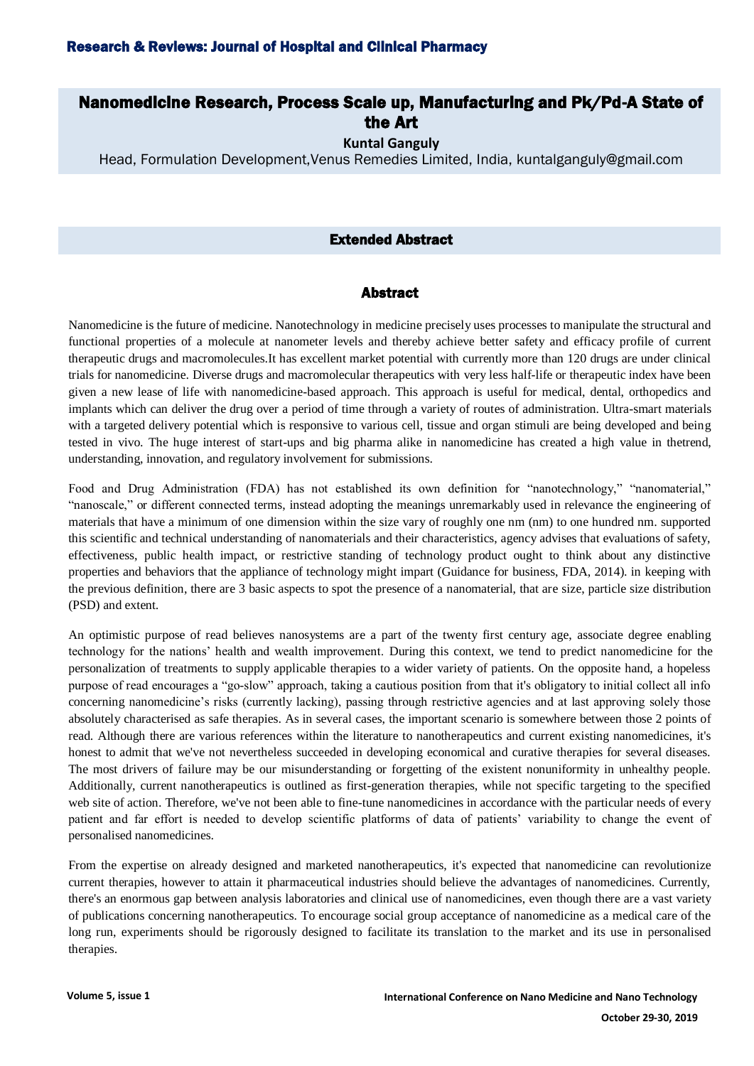# Nanomedicine Research, Process Scale up, Manufacturing and Pk/Pd-A State of the Art

**Kuntal Ganguly**

Head, Formulation Development,Venus Remedies Limited, India, kuntalganguly@gmail.com

## Extended Abstract

### Abstract

Nanomedicine is the future of medicine. Nanotechnology in medicine precisely uses processes to manipulate the structural and functional properties of a molecule at nanometer levels and thereby achieve better safety and efficacy profile of current therapeutic drugs and macromolecules.It has excellent market potential with currently more than 120 drugs are under clinical trials for nanomedicine. Diverse drugs and macromolecular therapeutics with very less half-life or therapeutic index have been given a new lease of life with nanomedicine-based approach. This approach is useful for medical, dental, orthopedics and implants which can deliver the drug over a period of time through a variety of routes of administration. Ultra-smart materials with a targeted delivery potential which is responsive to various cell, tissue and organ stimuli are being developed and being tested in vivo. The huge interest of start-ups and big pharma alike in nanomedicine has created a high value in thetrend, understanding, innovation, and regulatory involvement for submissions.

Food and Drug Administration (FDA) has not established its own definition for "nanotechnology," "nanomaterial," "nanoscale," or different connected terms, instead adopting the meanings unremarkably used in relevance the engineering of materials that have a minimum of one dimension within the size vary of roughly one nm (nm) to one hundred nm. supported this scientific and technical understanding of nanomaterials and their characteristics, agency advises that evaluations of safety, effectiveness, public health impact, or restrictive standing of technology product ought to think about any distinctive properties and behaviors that the appliance of technology might impart (Guidance for business, FDA, 2014). in keeping with the previous definition, there are 3 basic aspects to spot the presence of a nanomaterial, that are size, particle size distribution (PSD) and extent.

An optimistic purpose of read believes nanosystems are a part of the twenty first century age, associate degree enabling technology for the nations' health and wealth improvement. During this context, we tend to predict nanomedicine for the personalization of treatments to supply applicable therapies to a wider variety of patients. On the opposite hand, a hopeless purpose of read encourages a "go-slow" approach, taking a cautious position from that it's obligatory to initial collect all info concerning nanomedicine's risks (currently lacking), passing through restrictive agencies and at last approving solely those absolutely characterised as safe therapies. As in several cases, the important scenario is somewhere between those 2 points of read. Although there are various references within the literature to nanotherapeutics and current existing nanomedicines, it's honest to admit that we've not nevertheless succeeded in developing economical and curative therapies for several diseases. The most drivers of failure may be our misunderstanding or forgetting of the existent nonuniformity in unhealthy people. Additionally, current nanotherapeutics is outlined as first-generation therapies, while not specific targeting to the specified web site of action. Therefore, we've not been able to fine-tune nanomedicines in accordance with the particular needs of every patient and far effort is needed to develop scientific platforms of data of patients' variability to change the event of personalised nanomedicines.

From the expertise on already designed and marketed nanotherapeutics, it's expected that nanomedicine can revolutionize current therapies, however to attain it pharmaceutical industries should believe the advantages of nanomedicines. Currently, there's an enormous gap between analysis laboratories and clinical use of nanomedicines, even though there are a vast variety of publications concerning nanotherapeutics. To encourage social group acceptance of nanomedicine as a medical care of the long run, experiments should be rigorously designed to facilitate its translation to the market and its use in personalised therapies.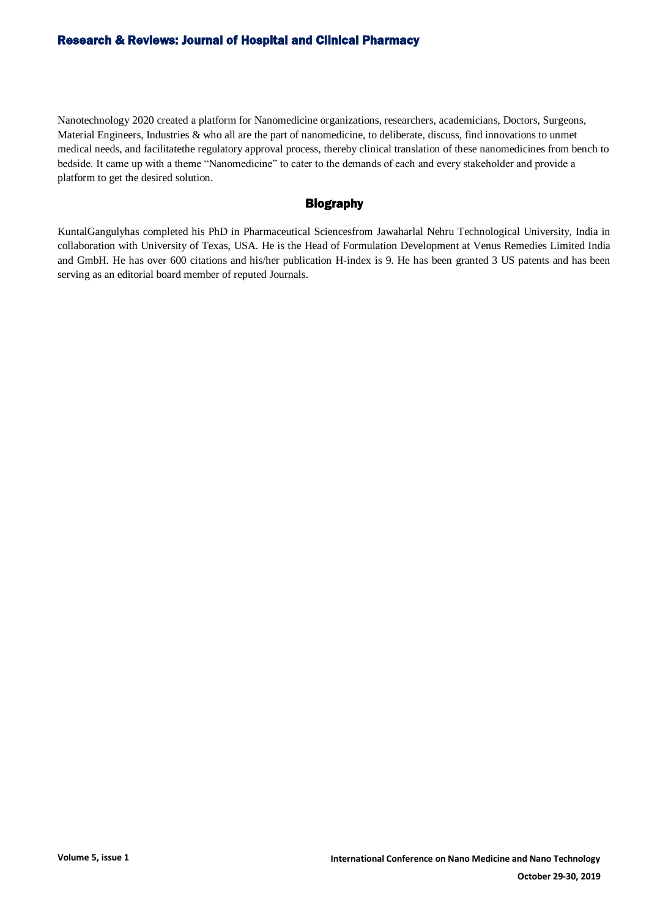Nanotechnology 2020 created a platform for Nanomedicine organizations, researchers, academicians, Doctors, Surgeons, Material Engineers, Industries & who all are the part of nanomedicine, to deliberate, discuss, find innovations to unmet medical needs, and facilitatethe regulatory approval process, thereby clinical translation of these nanomedicines from bench to bedside. It came up with a theme "Nanomedicine" to cater to the demands of each and every stakeholder and provide a platform to get the desired solution.

## Biography

KuntalGangulyhas completed his PhD in Pharmaceutical Sciencesfrom Jawaharlal Nehru Technological University, India in collaboration with University of Texas, USA. He is the Head of Formulation Development at Venus Remedies Limited India and GmbH. He has over 600 citations and his/her publication H-index is 9. He has been granted 3 US patents and has been serving as an editorial board member of reputed Journals.